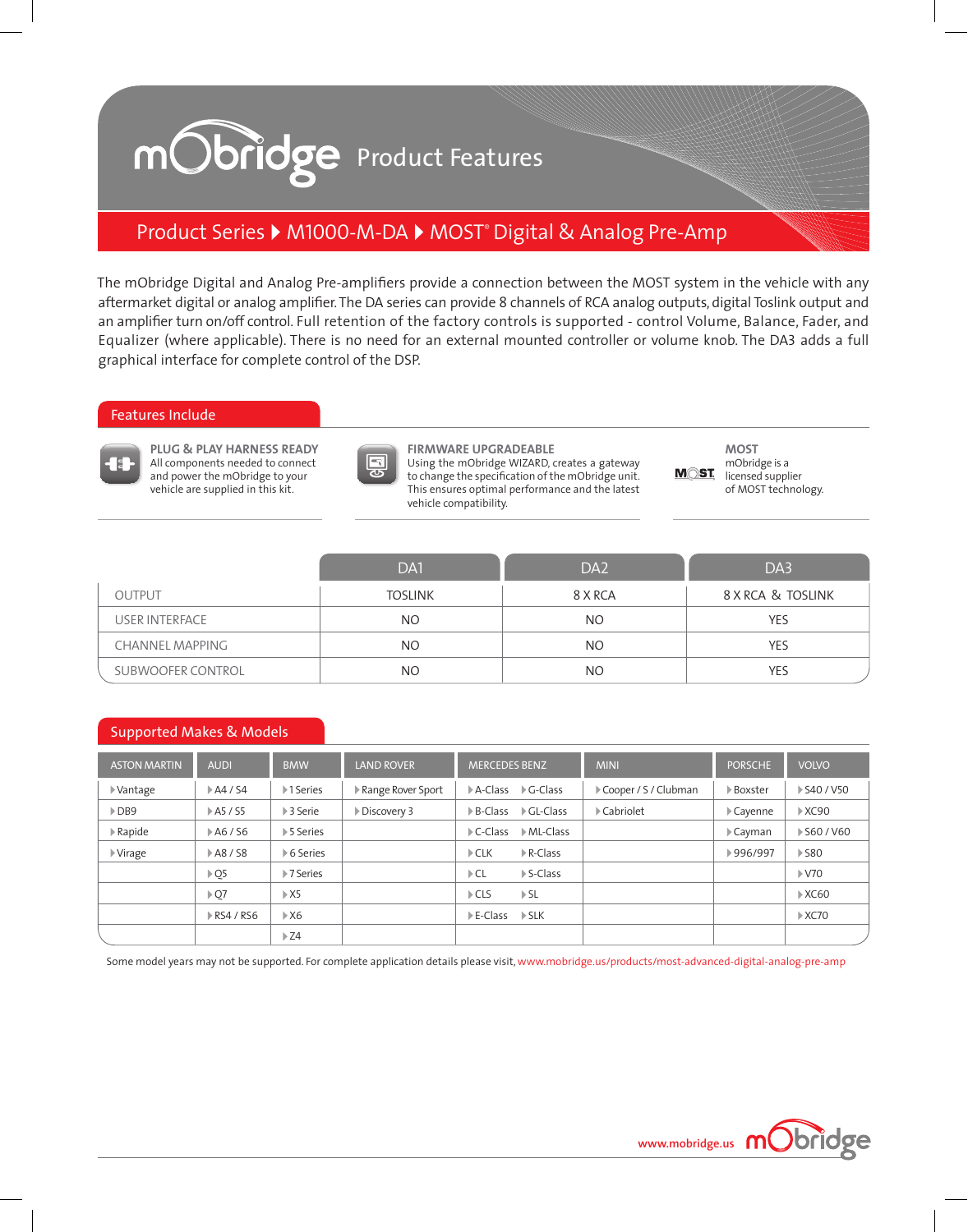# mObridge Product Features

## Product Series ▸ M1000-M-DA ▸ MOST® Digital & Analog Pre-Amp

The mObridge Digital and Analog Pre-amplifiers provide a connection between the MOST system in the vehicle with any aftermarket digital or analog amplifier. The DA series can provide 8 channels of RCA analog outputs, digital Toslink output and an amplifier turn on/off control. Full retention of the factory controls is supported - control Volume, Balance, Fader, and Equalizer (where applicable). There is no need for an external mounted controller or volume knob. The DA3 adds a full graphical interface for complete control of the DSP.

### Features Include

**PLUG & PLAY HARNESS READY**
All components needed to connect and power the mObridge to your vehicle are supplied in this kit.

**FIRMWARE UPGRADEABLE**
Using the mObridge WIZARD, creates a gateway to change the specification of the mObridge unit. This ensures optimal performance and the latest vehicle compatibility.

**MOST**
mObridge is a licensed supplier of MOST technology.

| | DA1 | DA2 | DA3 |
|---|---|---|---|
| OUTPUT | TOSLINK | 8 X RCA | 8 X RCA & TOSLINK |
| USER INTERFACE | NO | NO | YES |
| CHANNEL MAPPING | NO | NO | YES |
| SUBWOOFER CONTROL | NO | NO | YES |

### Supported Makes & Models

| ASTON MARTIN | AUDI | BMW | LAND ROVER | MERCEDES BENZ | | MINI | PORSCHE | VOLVO |
|---|---|---|---|---|---|---|---|---|
| Vantage | A4 / S4 | 1 Series | Range Rover Sport | A-Class | G-Class | Cooper / S / Clubman | Boxster | S40 / V50 |
| DB9 | A5 / S5 | 3 Serie | Discovery 3 | B-Class | GL-Class | Cabriolet | Cayenne | XC90 |
| Rapide | A6 / S6 | 5 Series | | C-Class | ML-Class | | Cayman | S60 / V60 |
| Virage | A8 / S8 | 6 Series | | CLK | R-Class | | 996/997 | S80 |
| | Q5 | 7 Series | | CL | S-Class | | | V70 |
| | Q7 | X5 | | CLS | SL | | | XC60 |
| | RS4 / RS6 | X6 | | E-Class | SLK | | | XC70 |
| | | Z4 | | | | | | |

Some model years may not be supported. For complete application details please visit, www.mobridge.us/products/most-advanced-digital-analog-pre-amp

www.mobridge.us mObridge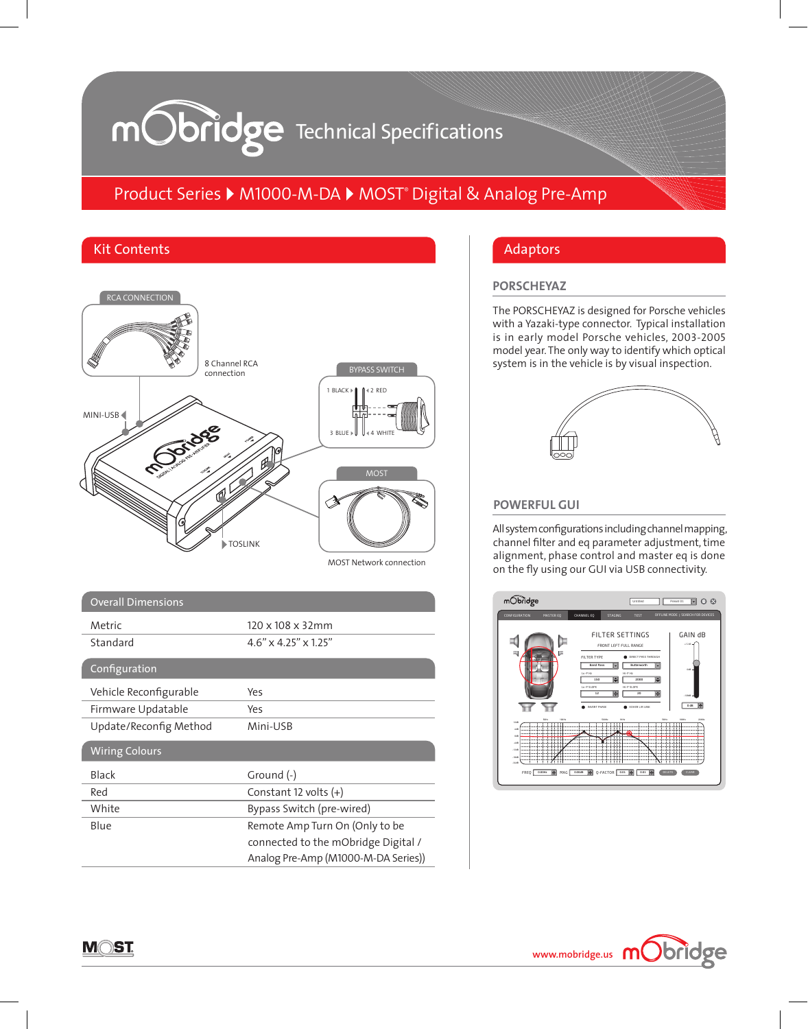# mObridge Technical Specifications

## Product Series ▶ M1000-M-DA ▶ MOST® Digital & Analog Pre-Amp

## Kit Contents

RCA CONNECTION

8 Channel RCA connection

MINI-USB

BYPASS SWITCH

1 BLACK 2 RED 3 BLUE 4 WHITE

MOST

TOSLINK

MOST Network connection

| Overall Dimensions | |
|---|---|
| Metric | 120 x 108 x 32mm |
| Standard | 4.6" x 4.25" x 1.25" |

| Configuration | |
|---|---|
| Vehicle Reconfigurable | Yes |
| Firmware Updatable | Yes |
| Update/Reconfig Method | Mini-USB |

| Wiring Colours | |
|---|---|
| Black | Ground (-) |
| Red | Constant 12 volts (+) |
| White | Bypass Switch (pre-wired) |
| Blue | Remote Amp Turn On (Only to be connected to the mObridge Digital / Analog Pre-Amp (M1000-M-DA Series)) |

## Adaptors

### PORSCHEYAZ

The PORSCHEYAZ is designed for Porsche vehicles with a Yazaki-type connector. Typical installation is in early model Porsche vehicles, 2003-2005 model year. The only way to identify which optical system is in the vehicle is by visual inspection.

### POWERFUL GUI

All system configurations including channel mapping, channel filter and eq parameter adjustment, time alignment, phase control and master eq is done on the fly using our GUI via USB connectivity.

www.mobridge.us